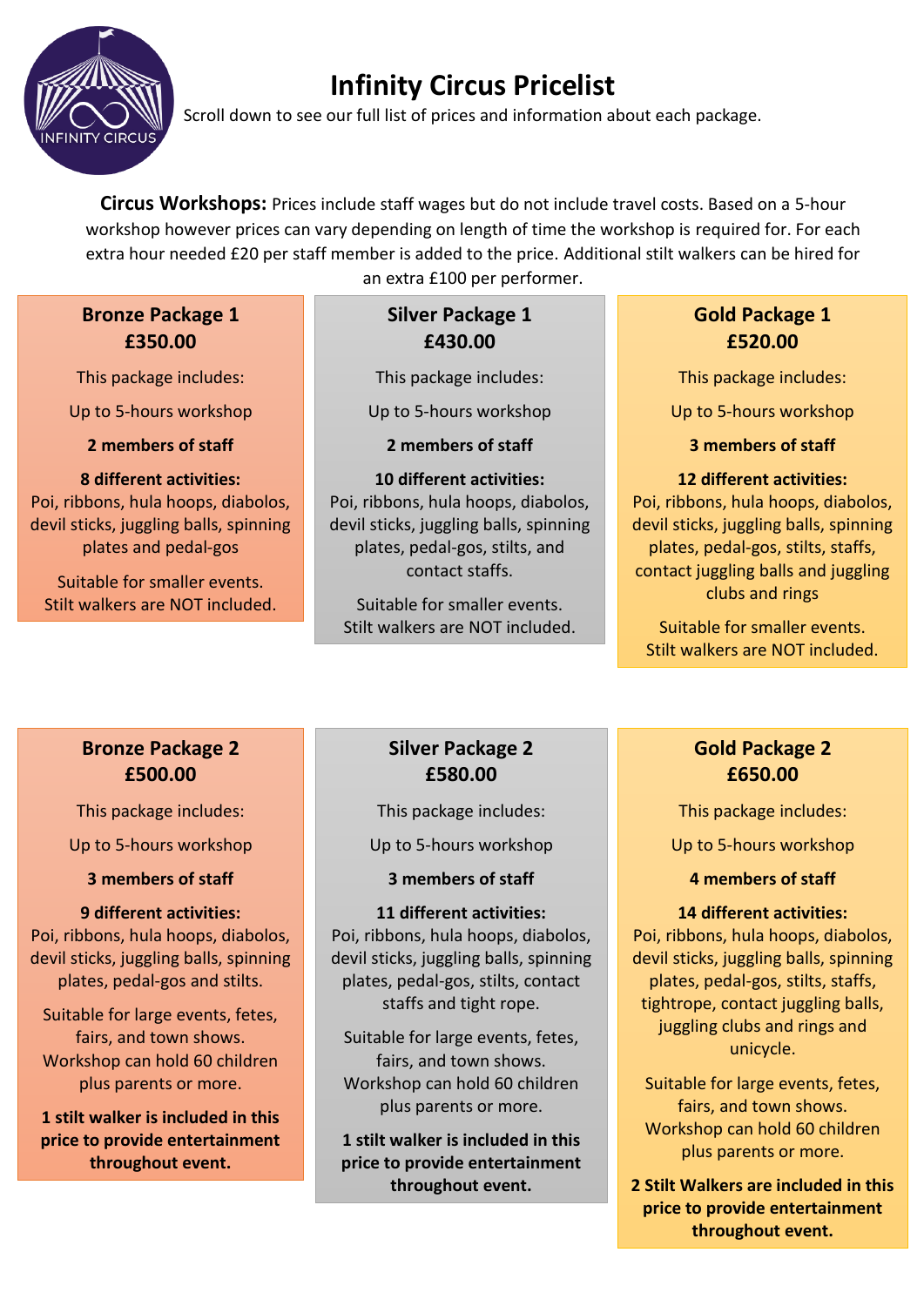# Infinity Circus Pricelist

Scroll down to see our full list of prices and information about each package.

**Circus Workshops:** Prices include staff wages but do not include travel costs. Based on a 5-hour workshop however prices can vary depending on length of time the workshop is required for. For each extra hour needed £20 per staff member is added to the price. Additional stilt walkers can be hired for an extra £100 per performer.

## Bronze Package 1
## £350.00

This package includes:

Up to 5-hours workshop

**2 members of staff**

**8 different activities:**
Poi, ribbons, hula hoops, diabolos, devil sticks, juggling balls, spinning plates and pedal-gos

Suitable for smaller events.
Stilt walkers are NOT included.

## Silver Package 1
## £430.00

This package includes:

Up to 5-hours workshop

**2 members of staff**

**10 different activities:**
Poi, ribbons, hula hoops, diabolos, devil sticks, juggling balls, spinning plates, pedal-gos, stilts, and contact staffs.

Suitable for smaller events.
Stilt walkers are NOT included.

## Gold Package 1
## £520.00

This package includes:

Up to 5-hours workshop

**3 members of staff**

**12 different activities:**
Poi, ribbons, hula hoops, diabolos, devil sticks, juggling balls, spinning plates, pedal-gos, stilts, staffs, contact juggling balls and juggling clubs and rings

Suitable for smaller events.
Stilt walkers are NOT included.

## Bronze Package 2
## £500.00

This package includes:

Up to 5-hours workshop

**3 members of staff**

**9 different activities:**
Poi, ribbons, hula hoops, diabolos, devil sticks, juggling balls, spinning plates, pedal-gos and stilts.

Suitable for large events, fetes, fairs, and town shows. Workshop can hold 60 children plus parents or more.

**1 stilt walker is included in this price to provide entertainment throughout event.**

## Silver Package 2
## £580.00

This package includes:

Up to 5-hours workshop

**3 members of staff**

**11 different activities:**
Poi, ribbons, hula hoops, diabolos, devil sticks, juggling balls, spinning plates, pedal-gos, stilts, contact staffs and tight rope.

Suitable for large events, fetes, fairs, and town shows. Workshop can hold 60 children plus parents or more.

**1 stilt walker is included in this price to provide entertainment throughout event.**

## Gold Package 2
## £650.00

This package includes:

Up to 5-hours workshop

**4 members of staff**

**14 different activities:**
Poi, ribbons, hula hoops, diabolos, devil sticks, juggling balls, spinning plates, pedal-gos, stilts, staffs, tightrope, contact juggling balls, juggling clubs and rings and unicycle.

Suitable for large events, fetes, fairs, and town shows. Workshop can hold 60 children plus parents or more.

**2 Stilt Walkers are included in this price to provide entertainment throughout event.**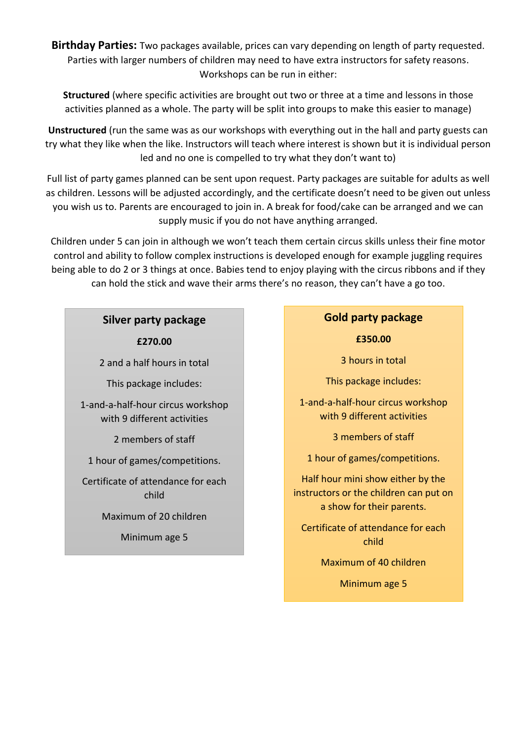**Birthday Parties:** Two packages available, prices can vary depending on length of party requested. Parties with larger numbers of children may need to have extra instructors for safety reasons. Workshops can be run in either:

**Structured** (where specific activities are brought out two or three at a time and lessons in those activities planned as a whole. The party will be split into groups to make this easier to manage)

**Unstructured** (run the same was as our workshops with everything out in the hall and party guests can try what they like when the like. Instructors will teach where interest is shown but it is individual person led and no one is compelled to try what they don't want to)

Full list of party games planned can be sent upon request. Party packages are suitable for adults as well as children. Lessons will be adjusted accordingly, and the certificate doesn't need to be given out unless you wish us to. Parents are encouraged to join in. A break for food/cake can be arranged and we can supply music if you do not have anything arranged.

Children under 5 can join in although we won't teach them certain circus skills unless their fine motor control and ability to follow complex instructions is developed enough for example juggling requires being able to do 2 or 3 things at once. Babies tend to enjoy playing with the circus ribbons and if they can hold the stick and wave their arms there's no reason, they can't have a go too.

### Silver party package

**£270.00**

2 and a half hours in total

This package includes:

1-and-a-half-hour circus workshop with 9 different activities

2 members of staff

1 hour of games/competitions.

Certificate of attendance for each child

Maximum of 20 children

Minimum age 5

### Gold party package

**£350.00**

3 hours in total

This package includes:

1-and-a-half-hour circus workshop with 9 different activities

3 members of staff

1 hour of games/competitions.

Half hour mini show either by the instructors or the children can put on a show for their parents.

Certificate of attendance for each child

Maximum of 40 children

Minimum age 5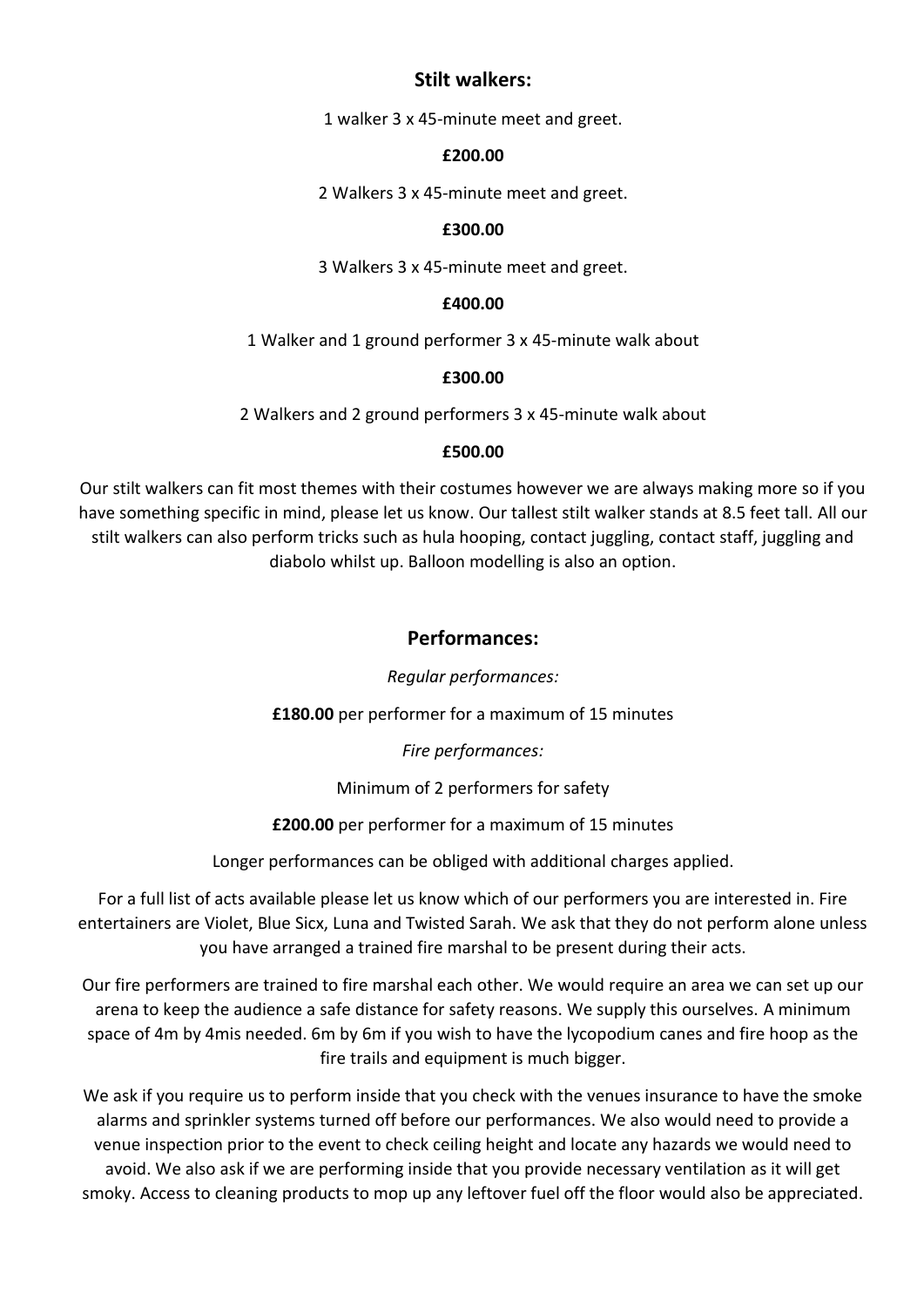## Stilt walkers:

1 walker 3 x 45-minute meet and greet.

**£200.00**

2 Walkers 3 x 45-minute meet and greet.

**£300.00**

3 Walkers 3 x 45-minute meet and greet.

**£400.00**

1 Walker and 1 ground performer 3 x 45-minute walk about

**£300.00**

2 Walkers and 2 ground performers 3 x 45-minute walk about

**£500.00**

Our stilt walkers can fit most themes with their costumes however we are always making more so if you have something specific in mind, please let us know. Our tallest stilt walker stands at 8.5 feet tall. All our stilt walkers can also perform tricks such as hula hooping, contact juggling, contact staff, juggling and diabolo whilst up. Balloon modelling is also an option.

## Performances:

*Regular performances:*

**£180.00** per performer for a maximum of 15 minutes

*Fire performances:*

Minimum of 2 performers for safety

**£200.00** per performer for a maximum of 15 minutes

Longer performances can be obliged with additional charges applied.

For a full list of acts available please let us know which of our performers you are interested in. Fire entertainers are Violet, Blue Sicx, Luna and Twisted Sarah. We ask that they do not perform alone unless you have arranged a trained fire marshal to be present during their acts.

Our fire performers are trained to fire marshal each other. We would require an area we can set up our arena to keep the audience a safe distance for safety reasons. We supply this ourselves. A minimum space of 4m by 4mis needed. 6m by 6m if you wish to have the lycopodium canes and fire hoop as the fire trails and equipment is much bigger.

We ask if you require us to perform inside that you check with the venues insurance to have the smoke alarms and sprinkler systems turned off before our performances. We also would need to provide a venue inspection prior to the event to check ceiling height and locate any hazards we would need to avoid. We also ask if we are performing inside that you provide necessary ventilation as it will get smoky. Access to cleaning products to mop up any leftover fuel off the floor would also be appreciated.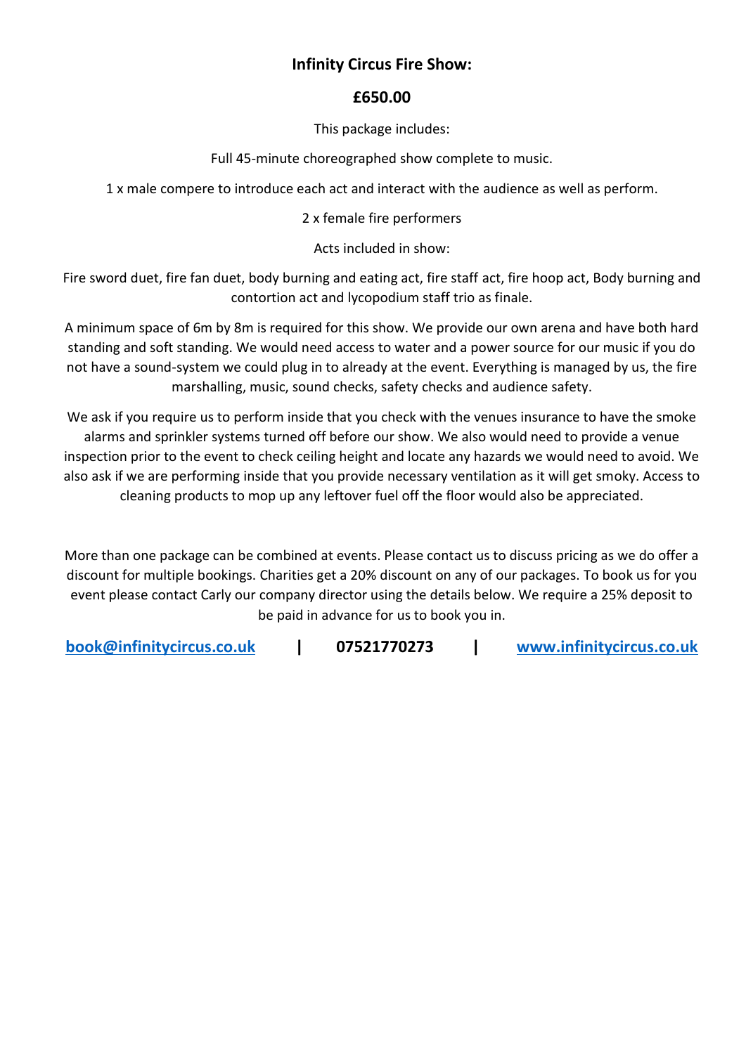## Infinity Circus Fire Show:

## £650.00

This package includes:

Full 45-minute choreographed show complete to music.

1 x male compere to introduce each act and interact with the audience as well as perform.

2 x female fire performers

Acts included in show:

Fire sword duet, fire fan duet, body burning and eating act, fire staff act, fire hoop act, Body burning and contortion act and lycopodium staff trio as finale.

A minimum space of 6m by 8m is required for this show. We provide our own arena and have both hard standing and soft standing. We would need access to water and a power source for our music if you do not have a sound-system we could plug in to already at the event. Everything is managed by us, the fire marshalling, music, sound checks, safety checks and audience safety.

We ask if you require us to perform inside that you check with the venues insurance to have the smoke alarms and sprinkler systems turned off before our show. We also would need to provide a venue inspection prior to the event to check ceiling height and locate any hazards we would need to avoid. We also ask if we are performing inside that you provide necessary ventilation as it will get smoky. Access to cleaning products to mop up any leftover fuel off the floor would also be appreciated.

More than one package can be combined at events. Please contact us to discuss pricing as we do offer a discount for multiple bookings. Charities get a 20% discount on any of our packages. To book us for you event please contact Carly our company director using the details below. We require a 25% deposit to be paid in advance for us to book you in.

**book@infinitycircus.co.uk | 07521770273 | www.infinitycircus.co.uk**